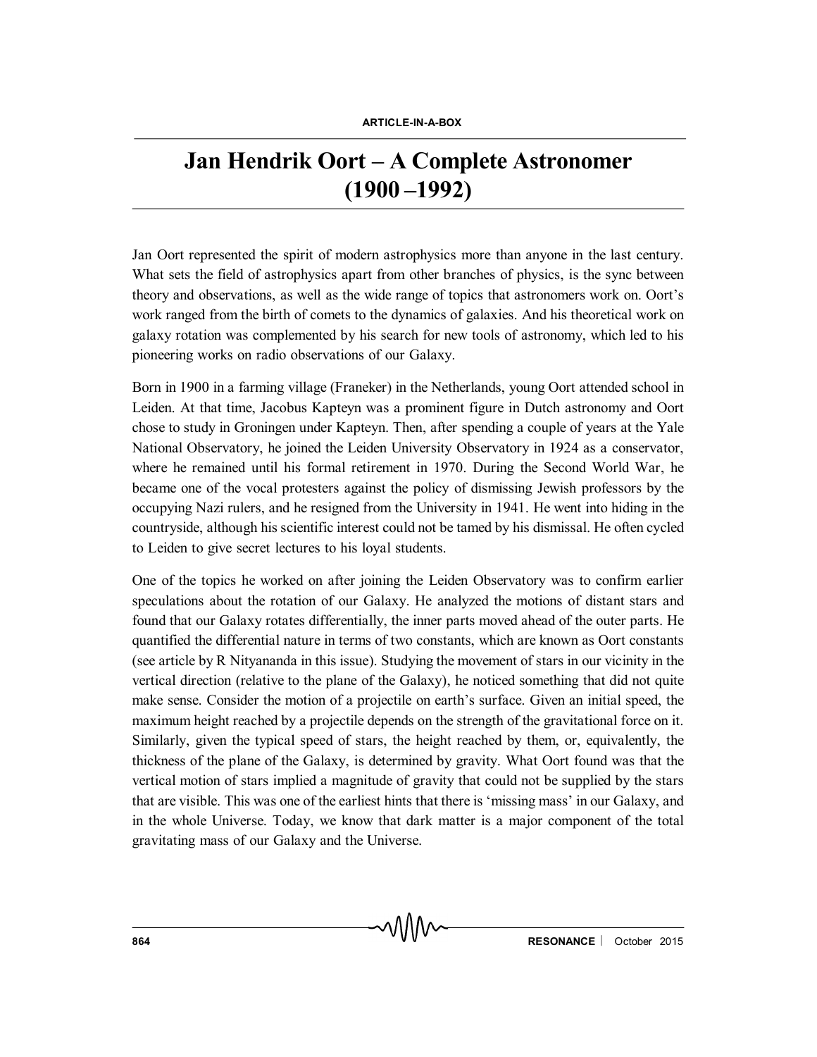ARTICLE-IN-A-BOX

# Jan Hendrik Oort – A Complete Astronomer (1900 –1992)

Jan Oort represented the spirit of modern astrophysics more than anyone in the last century. What sets the field of astrophysics apart from other branches of physics, is the sync between theory and observations, as well as the wide range of topics that astronomers work on. Oort's work ranged from the birth of comets to the dynamics of galaxies. And his theoretical work on galaxy rotation was complemented by his search for new tools of astronomy, which led to his pioneering works on radio observations of our Galaxy.

Born in 1900 in a farming village (Franeker) in the Netherlands, young Oort attended school in Leiden. At that time, Jacobus Kapteyn was a prominent figure in Dutch astronomy and Oort chose to study in Groningen under Kapteyn. Then, after spending a couple of years at the Yale National Observatory, he joined the Leiden University Observatory in 1924 as a conservator, where he remained until his formal retirement in 1970. During the Second World War, he became one of the vocal protesters against the policy of dismissing Jewish professors by the occupying Nazi rulers, and he resigned from the University in 1941. He went into hiding in the countryside, although his scientific interest could not be tamed by his dismissal. He often cycled to Leiden to give secret lectures to his loyal students.

One of the topics he worked on after joining the Leiden Observatory was to confirm earlier speculations about the rotation of our Galaxy. He analyzed the motions of distant stars and found that our Galaxy rotates differentially, the inner parts moved ahead of the outer parts. He quantified the differential nature in terms of two constants, which are known as Oort constants (see article by R Nityananda in this issue). Studying the movement of stars in our vicinity in the vertical direction (relative to the plane of the Galaxy), he noticed something that did not quite make sense. Consider the motion of a projectile on earth's surface. Given an initial speed, the maximum height reached by a projectile depends on the strength of the gravitational force on it. Similarly, given the typical speed of stars, the height reached by them, or, equivalently, the thickness of the plane of the Galaxy, is determined by gravity. What Oort found was that the vertical motion of stars implied a magnitude of gravity that could not be supplied by the stars that are visible. This was one of the earliest hints that there is 'missing mass' in our Galaxy, and in the whole Universe. Today, we know that dark matter is a major component of the total gravitating mass of our Galaxy and the Universe.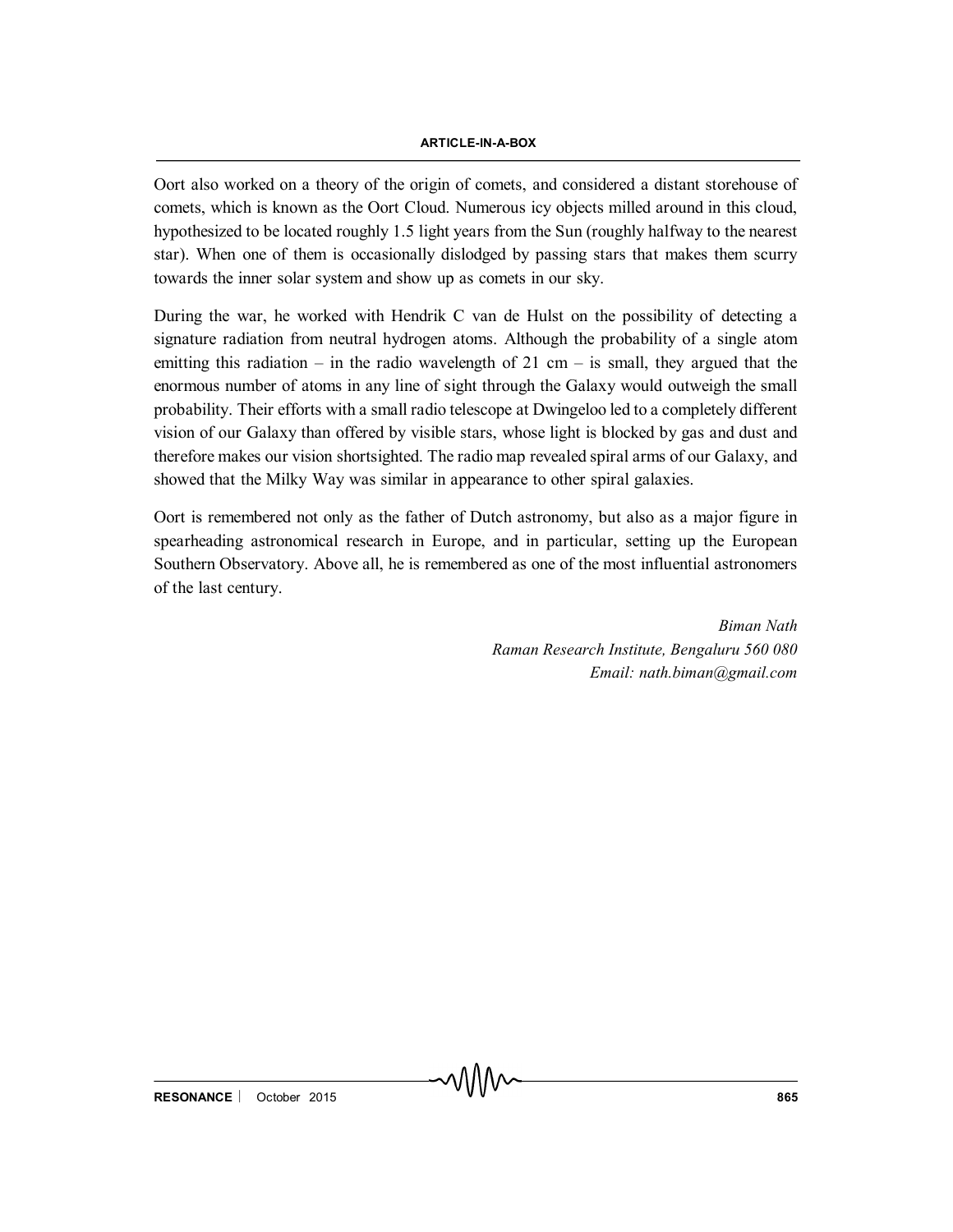Oort also worked on a theory of the origin of comets, and considered a distant storehouse of comets, which is known as the Oort Cloud. Numerous icy objects milled around in this cloud, hypothesized to be located roughly 1.5 light years from the Sun (roughly halfway to the nearest star). When one of them is occasionally dislodged by passing stars that makes them scurry towards the inner solar system and show up as comets in our sky.

During the war, he worked with Hendrik C van de Hulst on the possibility of detecting a signature radiation from neutral hydrogen atoms. Although the probability of a single atom emitting this radiation – in the radio wavelength of 21 cm – is small, they argued that the enormous number of atoms in any line of sight through the Galaxy would outweigh the small probability. Their efforts with a small radio telescope at Dwingeloo led to a completely different vision of our Galaxy than offered by visible stars, whose light is blocked by gas and dust and therefore makes our vision shortsighted. The radio map revealed spiral arms of our Galaxy, and showed that the Milky Way was similar in appearance to other spiral galaxies.

Oort is remembered not only as the father of Dutch astronomy, but also as a major figure in spearheading astronomical research in Europe, and in particular, setting up the European Southern Observatory. Above all, he is remembered as one of the most influential astronomers of the last century.

*Biman Nath*
*Raman Research Institute, Bengaluru 560 080*
*Email: nath.biman@gmail.com*